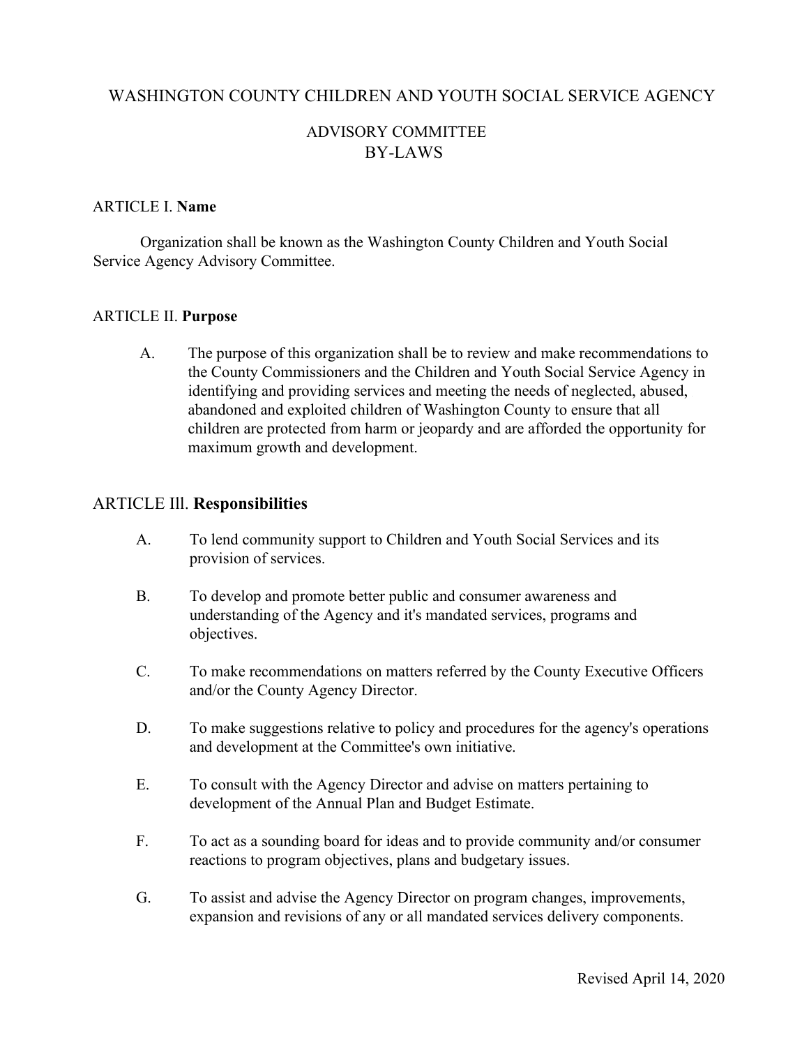# WASHINGTON COUNTY CHILDREN AND YOUTH SOCIAL SERVICE AGENCY

## ADVISORY COMMITTEE
## BY-LAWS

### ARTICLE I. **Name**

Organization shall be known as the Washington County Children and Youth Social Service Agency Advisory Committee.

### ARTICLE II. **Purpose**

A. The purpose of this organization shall be to review and make recommendations to the County Commissioners and the Children and Youth Social Service Agency in identifying and providing services and meeting the needs of neglected, abused, abandoned and exploited children of Washington County to ensure that all children are protected from harm or jeopardy and are afforded the opportunity for maximum growth and development.

### ARTICLE Ill. **Responsibilities**

A. To lend community support to Children and Youth Social Services and its provision of services.

B. To develop and promote better public and consumer awareness and understanding of the Agency and it's mandated services, programs and objectives.

C. To make recommendations on matters referred by the County Executive Officers and/or the County Agency Director.

D. To make suggestions relative to policy and procedures for the agency's operations and development at the Committee's own initiative.

E. To consult with the Agency Director and advise on matters pertaining to development of the Annual Plan and Budget Estimate.

F. To act as a sounding board for ideas and to provide community and/or consumer reactions to program objectives, plans and budgetary issues.

G. To assist and advise the Agency Director on program changes, improvements, expansion and revisions of any or all mandated services delivery components.

Revised April 14, 2020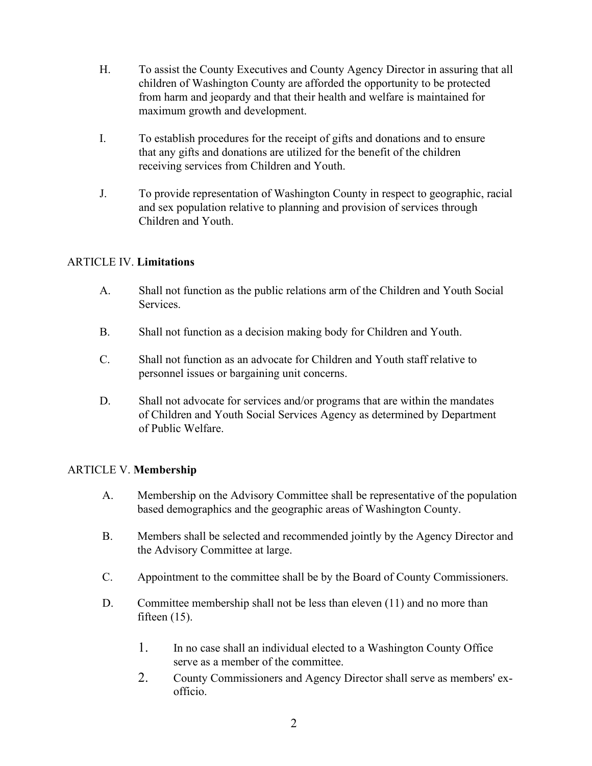H. To assist the County Executives and County Agency Director in assuring that all children of Washington County are afforded the opportunity to be protected from harm and jeopardy and that their health and welfare is maintained for maximum growth and development.

I. To establish procedures for the receipt of gifts and donations and to ensure that any gifts and donations are utilized for the benefit of the children receiving services from Children and Youth.

J. To provide representation of Washington County in respect to geographic, racial and sex population relative to planning and provision of services through Children and Youth.

## ARTICLE IV. **Limitations**

A. Shall not function as the public relations arm of the Children and Youth Social Services.

B. Shall not function as a decision making body for Children and Youth.

C. Shall not function as an advocate for Children and Youth staff relative to personnel issues or bargaining unit concerns.

D. Shall not advocate for services and/or programs that are within the mandates of Children and Youth Social Services Agency as determined by Department of Public Welfare.

## ARTICLE V. **Membership**

A. Membership on the Advisory Committee shall be representative of the population based demographics and the geographic areas of Washington County.

B. Members shall be selected and recommended jointly by the Agency Director and the Advisory Committee at large.

C. Appointment to the committee shall be by the Board of County Commissioners.

D. Committee membership shall not be less than eleven (11) and no more than fifteen (15).

1. In no case shall an individual elected to a Washington County Office serve as a member of the committee.
2. County Commissioners and Agency Director shall serve as members' ex-officio.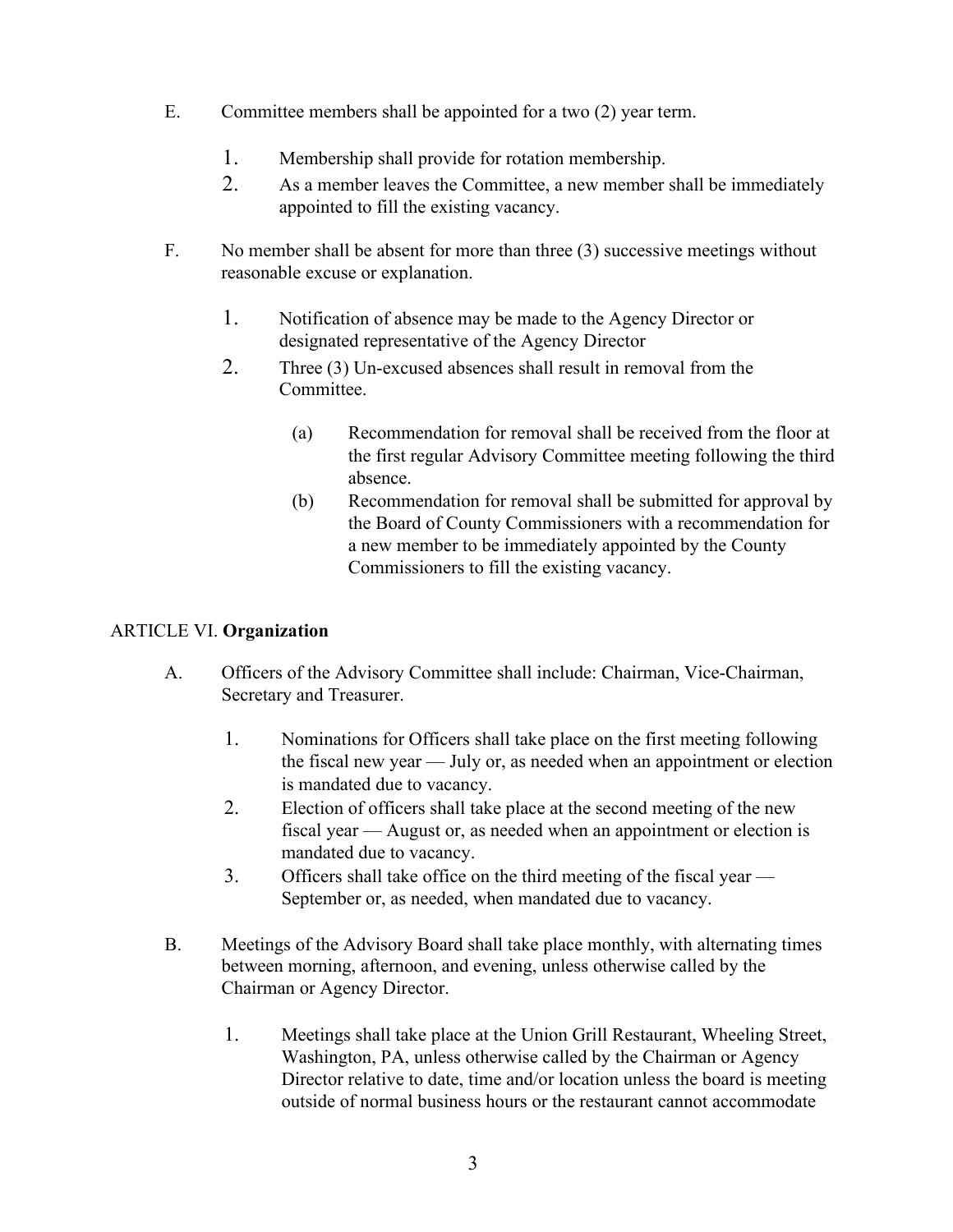E. Committee members shall be appointed for a two (2) year term.

1. Membership shall provide for rotation membership.
2. As a member leaves the Committee, a new member shall be immediately appointed to fill the existing vacancy.

F. No member shall be absent for more than three (3) successive meetings without reasonable excuse or explanation.

1. Notification of absence may be made to the Agency Director or designated representative of the Agency Director
2. Three (3) Un-excused absences shall result in removal from the Committee.

   (a) Recommendation for removal shall be received from the floor at the first regular Advisory Committee meeting following the third absence.

   (b) Recommendation for removal shall be submitted for approval by the Board of County Commissioners with a recommendation for a new member to be immediately appointed by the County Commissioners to fill the existing vacancy.

ARTICLE VI. **Organization**

A. Officers of the Advisory Committee shall include: Chairman, Vice-Chairman, Secretary and Treasurer.

1. Nominations for Officers shall take place on the first meeting following the fiscal new year — July or, as needed when an appointment or election is mandated due to vacancy.
2. Election of officers shall take place at the second meeting of the new fiscal year — August or, as needed when an appointment or election is mandated due to vacancy.
3. Officers shall take office on the third meeting of the fiscal year — September or, as needed, when mandated due to vacancy.

B. Meetings of the Advisory Board shall take place monthly, with alternating times between morning, afternoon, and evening, unless otherwise called by the Chairman or Agency Director.

1. Meetings shall take place at the Union Grill Restaurant, Wheeling Street, Washington, PA, unless otherwise called by the Chairman or Agency Director relative to date, time and/or location unless the board is meeting outside of normal business hours or the restaurant cannot accommodate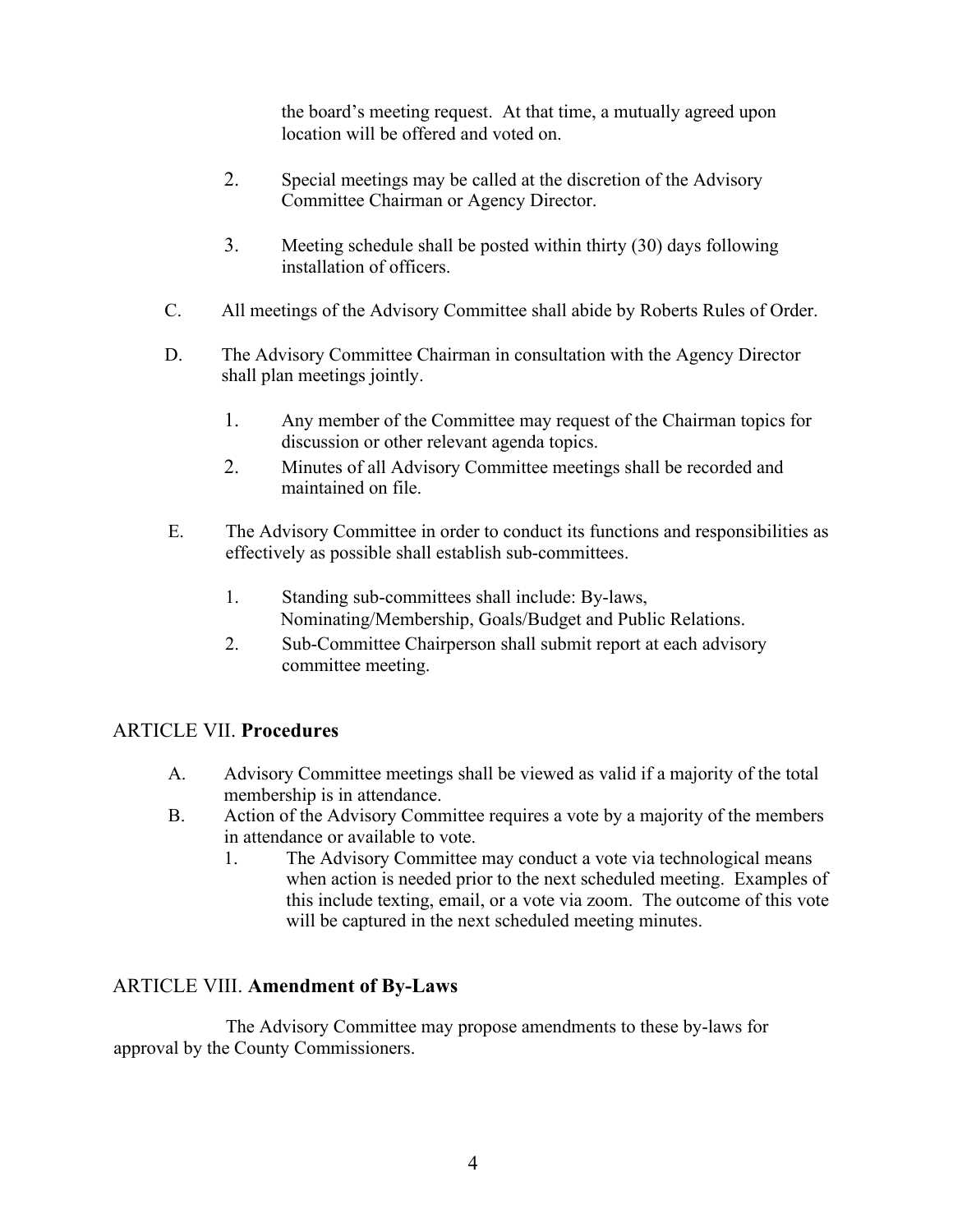the board's meeting request. At that time, a mutually agreed upon location will be offered and voted on.

2. Special meetings may be called at the discretion of the Advisory Committee Chairman or Agency Director.

3. Meeting schedule shall be posted within thirty (30) days following installation of officers.

C. All meetings of the Advisory Committee shall abide by Roberts Rules of Order.

D. The Advisory Committee Chairman in consultation with the Agency Director shall plan meetings jointly.

1. Any member of the Committee may request of the Chairman topics for discussion or other relevant agenda topics.
2. Minutes of all Advisory Committee meetings shall be recorded and maintained on file.

E. The Advisory Committee in order to conduct its functions and responsibilities as effectively as possible shall establish sub-committees.

1. Standing sub-committees shall include: By-laws, Nominating/Membership, Goals/Budget and Public Relations.
2. Sub-Committee Chairperson shall submit report at each advisory committee meeting.

## ARTICLE VII. **Procedures**

A. Advisory Committee meetings shall be viewed as valid if a majority of the total membership is in attendance.

B. Action of the Advisory Committee requires a vote by a majority of the members in attendance or available to vote.

1. The Advisory Committee may conduct a vote via technological means when action is needed prior to the next scheduled meeting. Examples of this include texting, email, or a vote via zoom. The outcome of this vote will be captured in the next scheduled meeting minutes.

## ARTICLE VIII. **Amendment of By-Laws**

The Advisory Committee may propose amendments to these by-laws for approval by the County Commissioners.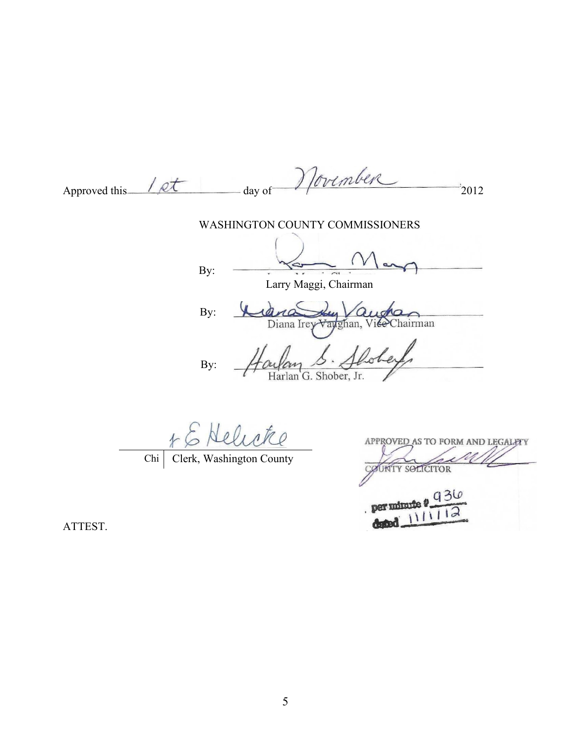Approved this 1st day of November 2012

WASHINGTON COUNTY COMMISSIONERS

By: ______________________
Larry Maggi, Chairman

By: ______________________
Diana Irey Vaughan, Vice Chairman

By: ______________________
Harlan G. Shober, Jr.

______________________
Chief Clerk, Washington County

APPROVED AS TO FORM AND LEGALITY

______________________
COUNTY SOLICITOR

per minute # 936
dated 11/1/12

ATTEST.